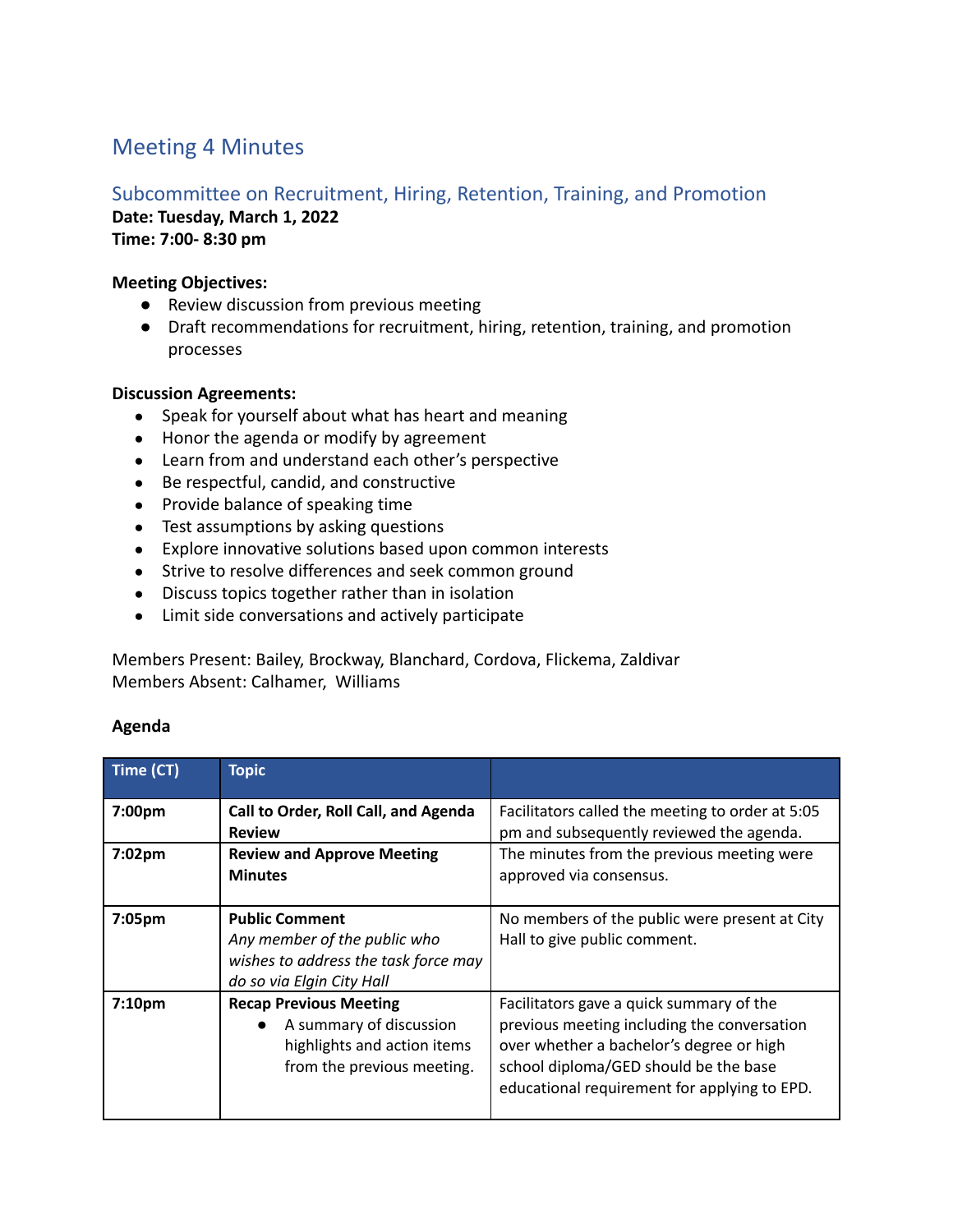# Meeting 4 Minutes

## Subcommittee on Recruitment, Hiring, Retention, Training, and Promotion

**Date: Tuesday, March 1, 2022**
**Time: 7:00- 8:30 pm**

**Meeting Objectives:**

- Review discussion from previous meeting
- Draft recommendations for recruitment, hiring, retention, training, and promotion processes

**Discussion Agreements:**

- Speak for yourself about what has heart and meaning
- Honor the agenda or modify by agreement
- Learn from and understand each other's perspective
- Be respectful, candid, and constructive
- Provide balance of speaking time
- Test assumptions by asking questions
- Explore innovative solutions based upon common interests
- Strive to resolve differences and seek common ground
- Discuss topics together rather than in isolation
- Limit side conversations and actively participate

Members Present: Bailey, Brockway, Blanchard, Cordova, Flickema, Zaldivar
Members Absent: Calhamer, Williams

**Agenda**

| Time (CT) | Topic | |
|---|---|---|
| 7:00pm | **Call to Order, Roll Call, and Agenda Review** | Facilitators called the meeting to order at 5:05 pm and subsequently reviewed the agenda. |
| 7:02pm | **Review and Approve Meeting Minutes** | The minutes from the previous meeting were approved via consensus. |
| 7:05pm | **Public Comment**<br>*Any member of the public who wishes to address the task force may do so via Elgin City Hall* | No members of the public were present at City Hall to give public comment. |
| 7:10pm | **Recap Previous Meeting**<br>● A summary of discussion highlights and action items from the previous meeting. | Facilitators gave a quick summary of the previous meeting including the conversation over whether a bachelor's degree or high school diploma/GED should be the base educational requirement for applying to EPD. |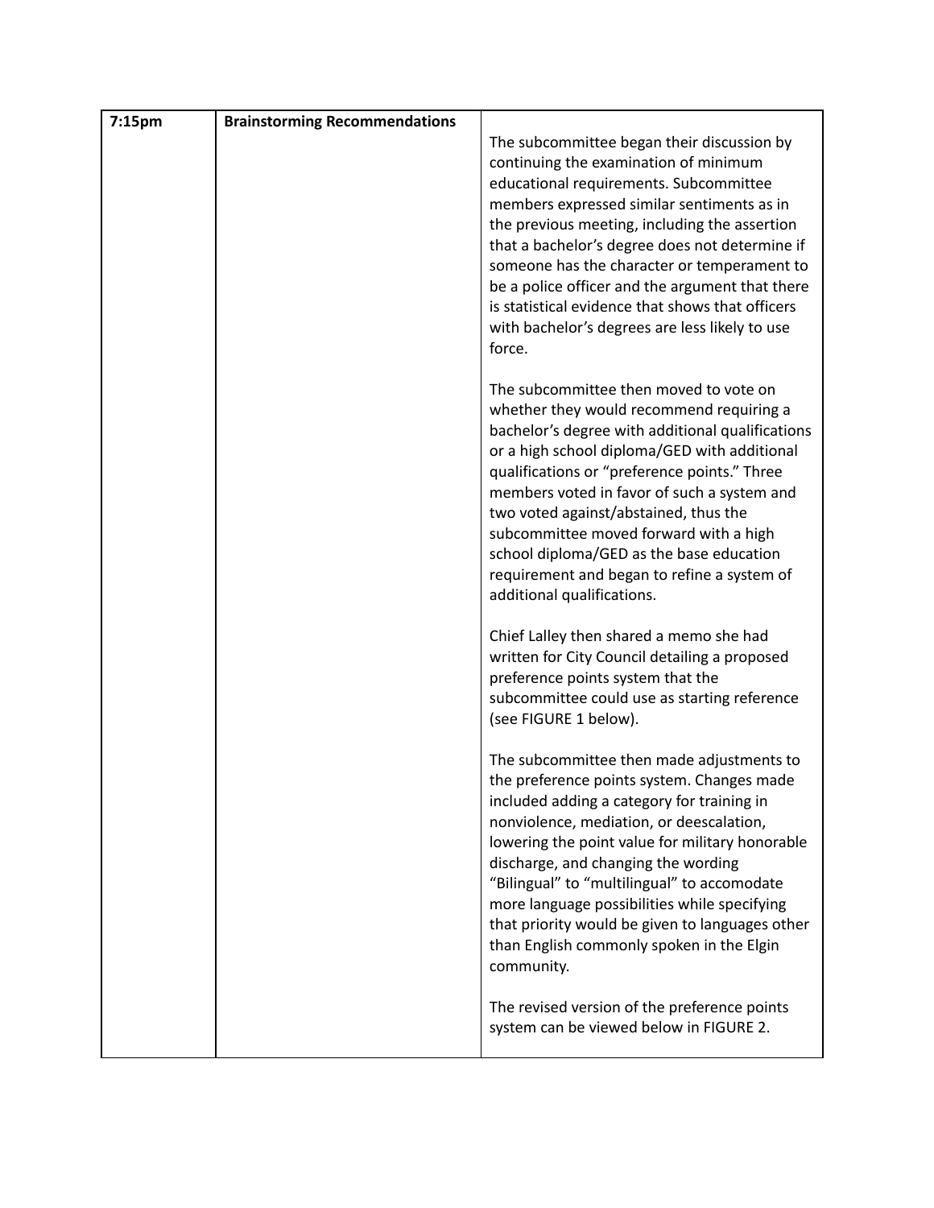| 7:15pm | **Brainstorming Recommendations** | The subcommittee began their discussion by continuing the examination of minimum educational requirements. Subcommittee members expressed similar sentiments as in the previous meeting, including the assertion that a bachelor's degree does not determine if someone has the character or temperament to be a police officer and the argument that there is statistical evidence that shows that officers with bachelor's degrees are less likely to use force.<br><br>The subcommittee then moved to vote on whether they would recommend requiring a bachelor's degree with additional qualifications or a high school diploma/GED with additional qualifications or "preference points." Three members voted in favor of such a system and two voted against/abstained, thus the subcommittee moved forward with a high school diploma/GED as the base education requirement and began to refine a system of additional qualifications.<br><br>Chief Lalley then shared a memo she had written for City Council detailing a proposed preference points system that the subcommittee could use as starting reference (see FIGURE 1 below).<br><br>The subcommittee then made adjustments to the preference points system. Changes made included adding a category for training in nonviolence, mediation, or deescalation, lowering the point value for military honorable discharge, and changing the wording "Bilingual" to "multilingual" to accomodate more language possibilities while specifying that priority would be given to languages other than English commonly spoken in the Elgin community.<br><br>The revised version of the preference points system can be viewed below in FIGURE 2. |
|---|---|---|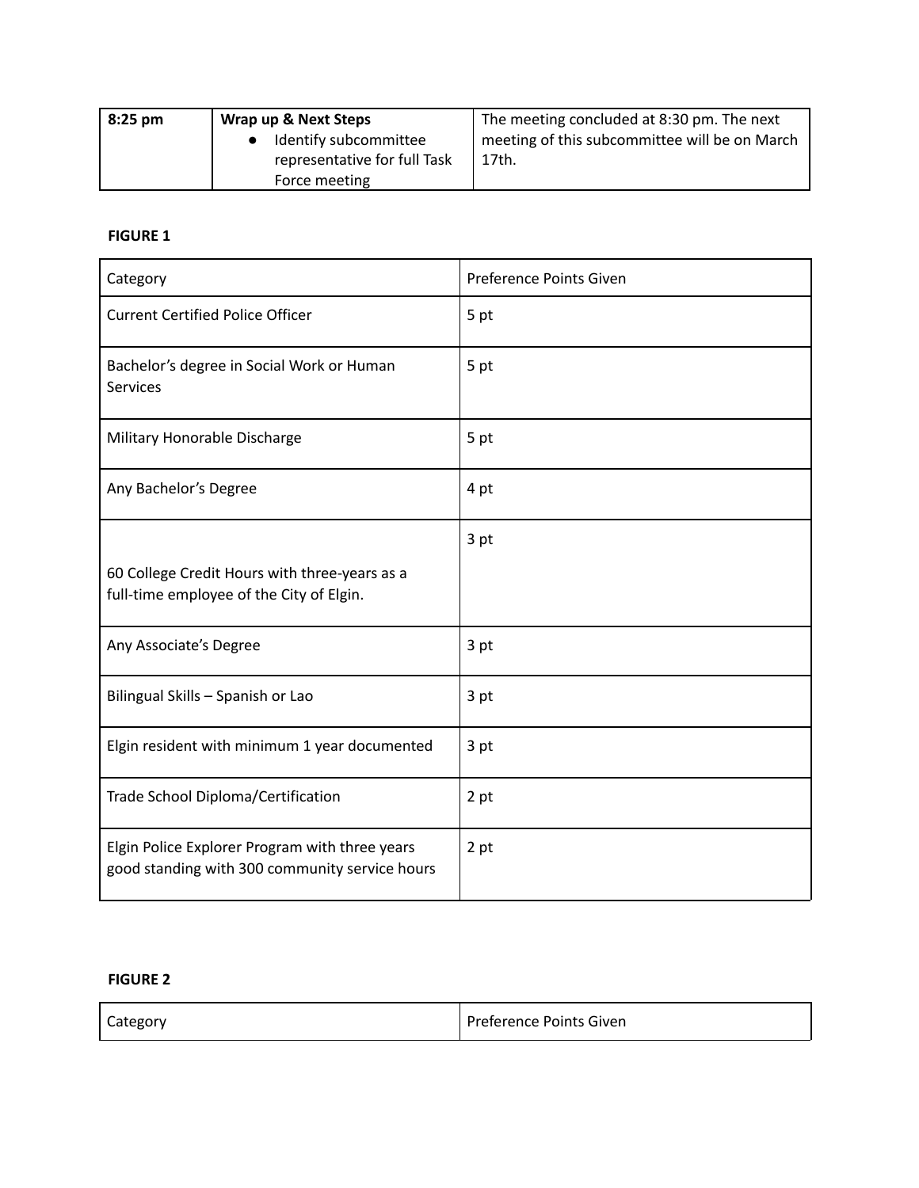| 8:25 pm | **Wrap up & Next Steps**<br>• Identify subcommittee representative for full Task Force meeting | The meeting concluded at 8:30 pm. The next meeting of this subcommittee will be on March 17th. |
|---|---|---|

**FIGURE 1**

| Category | Preference Points Given |
|---|---|
| Current Certified Police Officer | 5 pt |
| Bachelor's degree in Social Work or Human Services | 5 pt |
| Military Honorable Discharge | 5 pt |
| Any Bachelor's Degree | 4 pt |
| 60 College Credit Hours with three-years as a full-time employee of the City of Elgin. | 3 pt |
| Any Associate's Degree | 3 pt |
| Bilingual Skills – Spanish or Lao | 3 pt |
| Elgin resident with minimum 1 year documented | 3 pt |
| Trade School Diploma/Certification | 2 pt |
| Elgin Police Explorer Program with three years good standing with 300 community service hours | 2 pt |

**FIGURE 2**

| Category | Preference Points Given |
|---|---|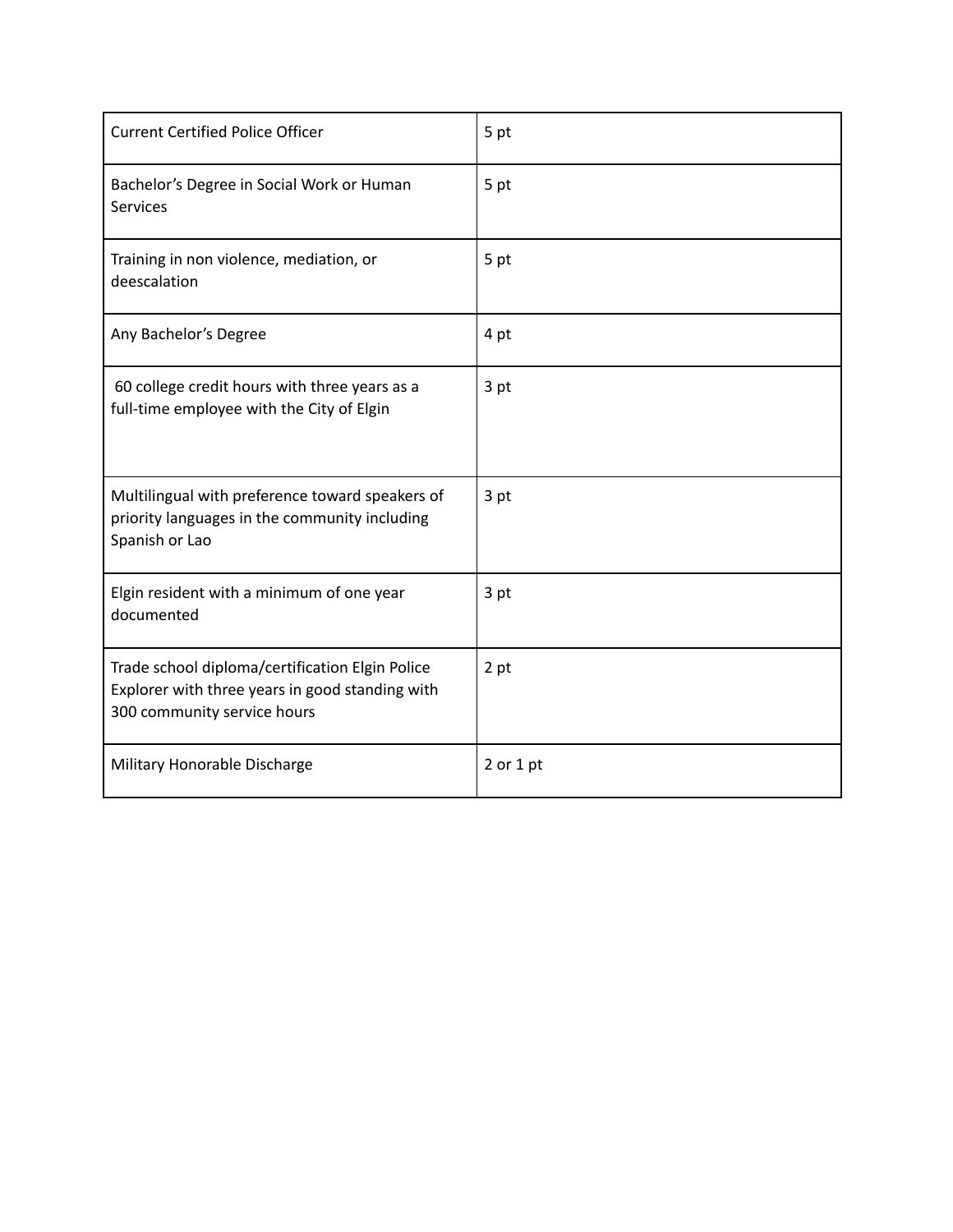| | |
|---|---|
| Current Certified Police Officer | 5 pt |
| Bachelor's Degree in Social Work or Human Services | 5 pt |
| Training in non violence, mediation, or deescalation | 5 pt |
| Any Bachelor's Degree | 4 pt |
| 60 college credit hours with three years as a full-time employee with the City of Elgin | 3 pt |
| Multilingual with preference toward speakers of priority languages in the community including Spanish or Lao | 3 pt |
| Elgin resident with a minimum of one year documented | 3 pt |
| Trade school diploma/certification Elgin Police Explorer with three years in good standing with 300 community service hours | 2 pt |
| Military Honorable Discharge | 2 or 1 pt |